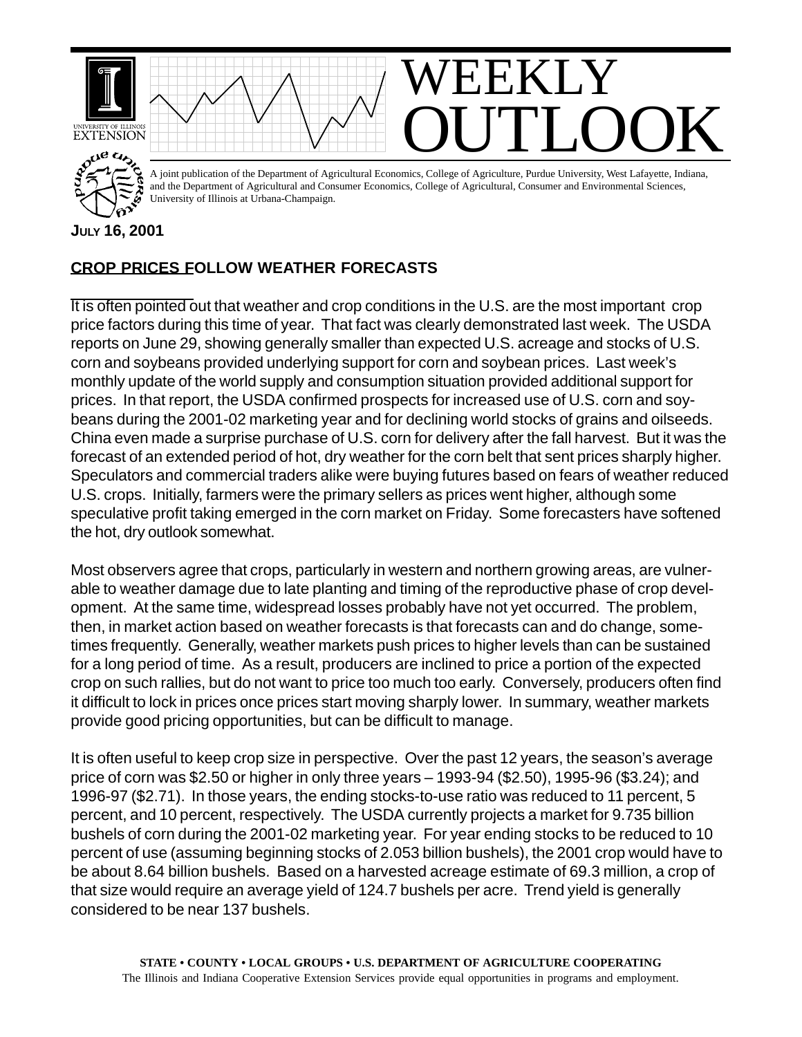# WEEKLY OUTLOOK

UNIVERSITY OF ILLINOIS EXTENSION

A joint publication of the Department of Agricultural Economics, College of Agriculture, Purdue University, West Lafayette, Indiana, and the Department of Agricultural and Consumer Economics, College of Agricultural, Consumer and Environmental Sciences, University of Illinois at Urbana-Champaign.

**JULY 16, 2001**

## CROP PRICES FOLLOW WEATHER FORECASTS

It is often pointed out that weather and crop conditions in the U.S. are the most important crop price factors during this time of year. That fact was clearly demonstrated last week. The USDA reports on June 29, showing generally smaller than expected U.S. acreage and stocks of U.S. corn and soybeans provided underlying support for corn and soybean prices. Last week's monthly update of the world supply and consumption situation provided additional support for prices. In that report, the USDA confirmed prospects for increased use of U.S. corn and soybeans during the 2001-02 marketing year and for declining world stocks of grains and oilseeds. China even made a surprise purchase of U.S. corn for delivery after the fall harvest. But it was the forecast of an extended period of hot, dry weather for the corn belt that sent prices sharply higher. Speculators and commercial traders alike were buying futures based on fears of weather reduced U.S. crops. Initially, farmers were the primary sellers as prices went higher, although some speculative profit taking emerged in the corn market on Friday. Some forecasters have softened the hot, dry outlook somewhat.

Most observers agree that crops, particularly in western and northern growing areas, are vulnerable to weather damage due to late planting and timing of the reproductive phase of crop development. At the same time, widespread losses probably have not yet occurred. The problem, then, in market action based on weather forecasts is that forecasts can and do change, sometimes frequently. Generally, weather markets push prices to higher levels than can be sustained for a long period of time. As a result, producers are inclined to price a portion of the expected crop on such rallies, but do not want to price too much too early. Conversely, producers often find it difficult to lock in prices once prices start moving sharply lower. In summary, weather markets provide good pricing opportunities, but can be difficult to manage.

It is often useful to keep crop size in perspective. Over the past 12 years, the season's average price of corn was $2.50 or higher in only three years – 1993-94 ($2.50), 1995-96 ($3.24); and 1996-97 ($2.71). In those years, the ending stocks-to-use ratio was reduced to 11 percent, 5 percent, and 10 percent, respectively. The USDA currently projects a market for 9.735 billion bushels of corn during the 2001-02 marketing year. For year ending stocks to be reduced to 10 percent of use (assuming beginning stocks of 2.053 billion bushels), the 2001 crop would have to be about 8.64 billion bushels. Based on a harvested acreage estimate of 69.3 million, a crop of that size would require an average yield of 124.7 bushels per acre. Trend yield is generally considered to be near 137 bushels.

**STATE • COUNTY • LOCAL GROUPS • U.S. DEPARTMENT OF AGRICULTURE COOPERATING**
The Illinois and Indiana Cooperative Extension Services provide equal opportunities in programs and employment.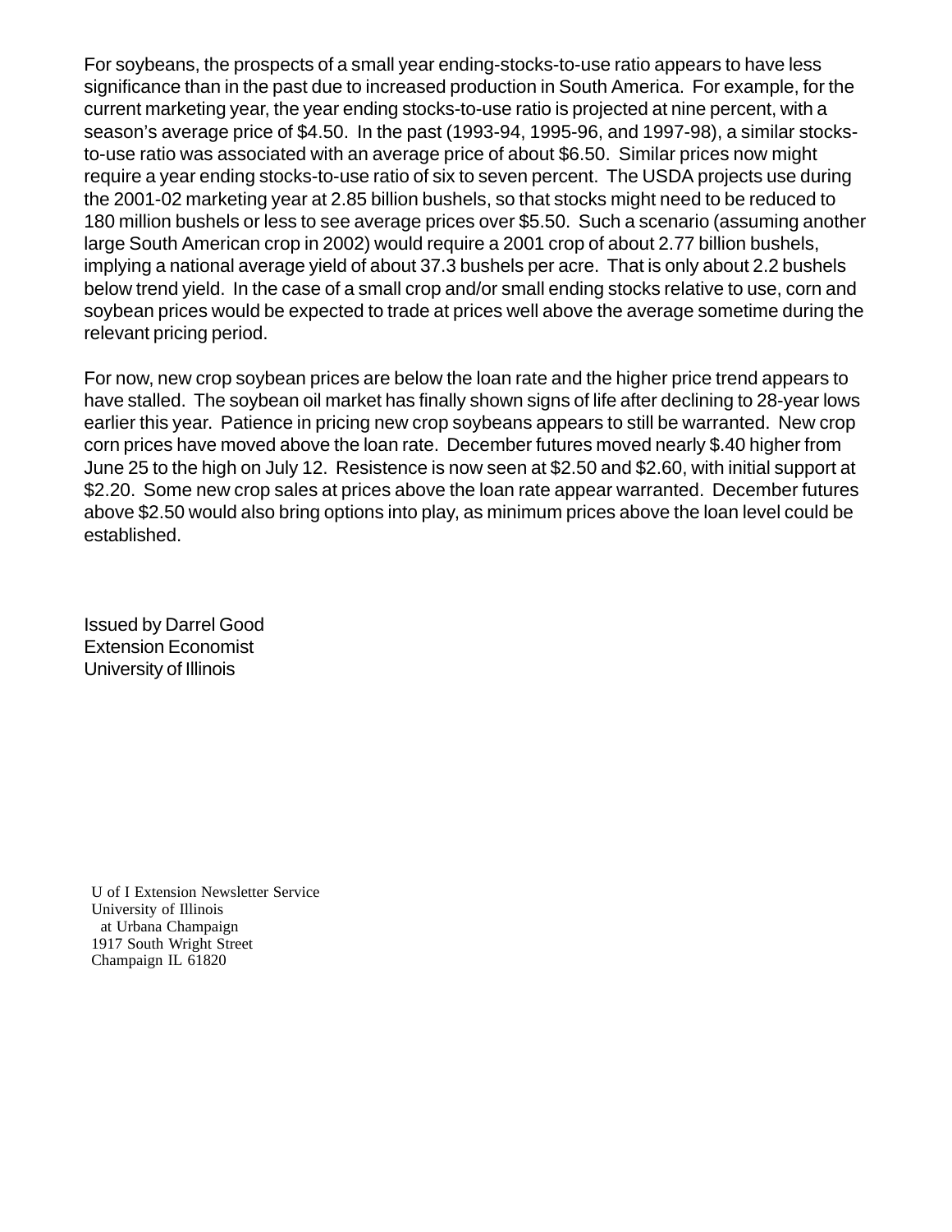For soybeans, the prospects of a small year ending-stocks-to-use ratio appears to have less significance than in the past due to increased production in South America. For example, for the current marketing year, the year ending stocks-to-use ratio is projected at nine percent, with a season's average price of $4.50. In the past (1993-94, 1995-96, and 1997-98), a similar stocks-to-use ratio was associated with an average price of about $6.50. Similar prices now might require a year ending stocks-to-use ratio of six to seven percent. The USDA projects use during the 2001-02 marketing year at 2.85 billion bushels, so that stocks might need to be reduced to 180 million bushels or less to see average prices over $5.50. Such a scenario (assuming another large South American crop in 2002) would require a 2001 crop of about 2.77 billion bushels, implying a national average yield of about 37.3 bushels per acre. That is only about 2.2 bushels below trend yield. In the case of a small crop and/or small ending stocks relative to use, corn and soybean prices would be expected to trade at prices well above the average sometime during the relevant pricing period.

For now, new crop soybean prices are below the loan rate and the higher price trend appears to have stalled. The soybean oil market has finally shown signs of life after declining to 28-year lows earlier this year. Patience in pricing new crop soybeans appears to still be warranted. New crop corn prices have moved above the loan rate. December futures moved nearly $.40 higher from June 25 to the high on July 12. Resistence is now seen at $2.50 and $2.60, with initial support at $2.20. Some new crop sales at prices above the loan rate appear warranted. December futures above $2.50 would also bring options into play, as minimum prices above the loan level could be established.

Issued by Darrel Good
Extension Economist
University of Illinois

U of I Extension Newsletter Service
University of Illinois
at Urbana Champaign
1917 South Wright Street
Champaign IL 61820